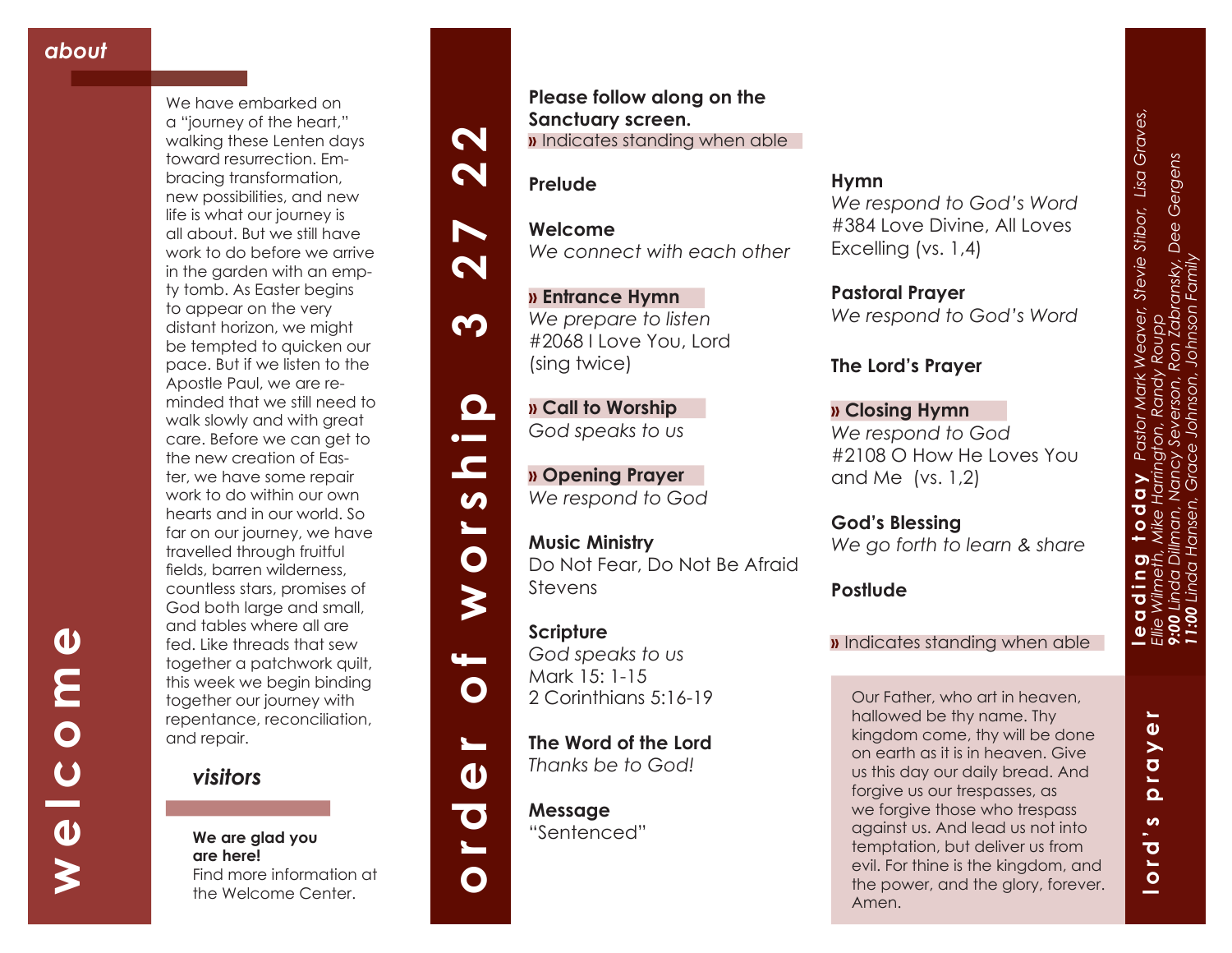# welcome

## about

We have embarked on a "journey of the heart," walking these Lenten days toward resurrection. Embracing transformation, new possibilities, and new life is what our journey is all about. But we still have work to do before we arrive in the garden with an empty tomb. As Easter begins to appear on the very distant horizon, we might be tempted to quicken our pace. But if we listen to the Apostle Paul, we are reminded that we still need to walk slowly and with great care. Before we can get to the new creation of Easter, we have some repair work to do within our own hearts and in our world. So far on our journey, we have travelled through fruitful fields, barren wilderness, countless stars, promises of God both large and small, and tables where all are fed. Like threads that sew together a patchwork quilt, this week we begin binding together our journey with repentance, reconciliation, and repair.

## visitors

**We are glad you are here!**
Find more information at the Welcome Center.

# order of worship 3 27 22

**Please follow along on the Sanctuary screen.**
» Indicates standing when able

**Prelude**

**Welcome**
*We connect with each other*

**» Entrance Hymn**
*We prepare to listen*
#2068 I Love You, Lord
(sing twice)

**» Call to Worship**
*God speaks to us*

**» Opening Prayer**
*We respond to God*

**Music Ministry**
Do Not Fear, Do Not Be Afraid
Stevens

**Scripture**
*God speaks to us*
Mark 15: 1-15
2 Corinthians 5:16-19

**The Word of the Lord**
*Thanks be to God!*

**Message**
"Sentenced"

**Hymn**
*We respond to God's Word*
#384 Love Divine, All Loves Excelling (vs. 1,4)

**Pastoral Prayer**
*We respond to God's Word*

**The Lord's Prayer**

**» Closing Hymn**
*We respond to God*
#2108 O How He Loves You and Me (vs. 1,2)

**God's Blessing**
*We go forth to learn & share*

**Postlude**

» Indicates standing when able

# leading today

*Pastor Mark Weaver, Stevie Stibor, Lisa Graves, Ellie Wilmeth, Mike Harrington, Randy Roupp*
***9:00*** *Linda Dillman, Nancy Severson, Ron Zabransky, Dee Gergens*
***11:00*** *Linda Hansen, Grace Johnson, Johnson Family*

# lord's prayer

Our Father, who art in heaven, hallowed be thy name. Thy kingdom come, thy will be done on earth as it is in heaven. Give us this day our daily bread. And forgive us our trespasses, as we forgive those who trespass against us. And lead us not into temptation, but deliver us from evil. For thine is the kingdom, and the power, and the glory, forever. Amen.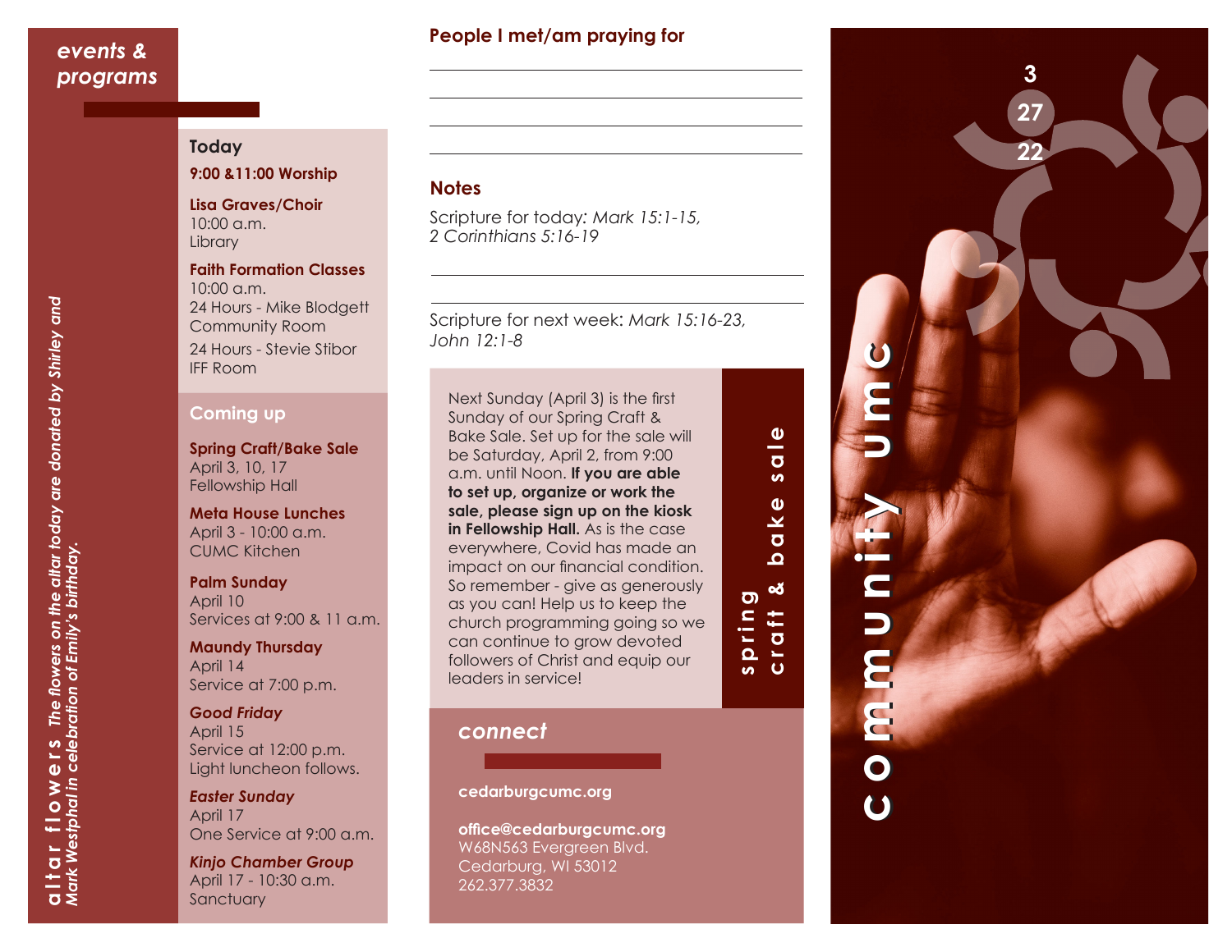altar flowers *The flowers on the altar today are donated by Shirley and Mark Westphal in celebration of Emily's birthday.*

## *events & programs*

### Today

**9:00 &11:00 Worship**

**Lisa Graves/Choir**
10:00 a.m.
Library

**Faith Formation Classes**
10:00 a.m.
24 Hours - Mike Blodgett
Community Room
24 Hours - Stevie Stibor
IFF Room

### Coming up

**Spring Craft/Bake Sale**
April 3, 10, 17
Fellowship Hall

**Meta House Lunches**
April 3 - 10:00 a.m.
CUMC Kitchen

**Palm Sunday**
April 10
Services at 9:00 & 11 a.m.

**Maundy Thursday**
April 14
Service at 7:00 p.m.

***Good Friday***
April 15
Service at 12:00 p.m.
Light luncheon follows.

***Easter Sunday***
April 17
One Service at 9:00 a.m.

***Kinjo Chamber Group***
April 17 - 10:30 a.m.
Sanctuary

### People I met/am praying for

______________________________

______________________________

______________________________

______________________________

### Notes

Scripture for today: *Mark 15:1-15, 2 Corinthians 5:16-19*

______________________________

______________________________

Scripture for next week: *Mark 15:16-23, John 12:1-8*

### spring craft & bake sale

Next Sunday (April 3) is the first Sunday of our Spring Craft & Bake Sale. Set up for the sale will be Saturday, April 2, from 9:00 a.m. until Noon. **If you are able to set up, organize or work the sale, please sign up on the kiosk in Fellowship Hall.** As is the case everywhere, Covid has made an impact on our financial condition. So remember - give as generously as you can! Help us to keep the church programming going so we can continue to grow devoted followers of Christ and equip our leaders in service!

### *connect*

**cedarburgcumc.org**

**office@cedarburgcumc.org**
W68N563 Evergreen Blvd.
Cedarburg, WI 53012
262.377.3832

# community umc

3
27
22